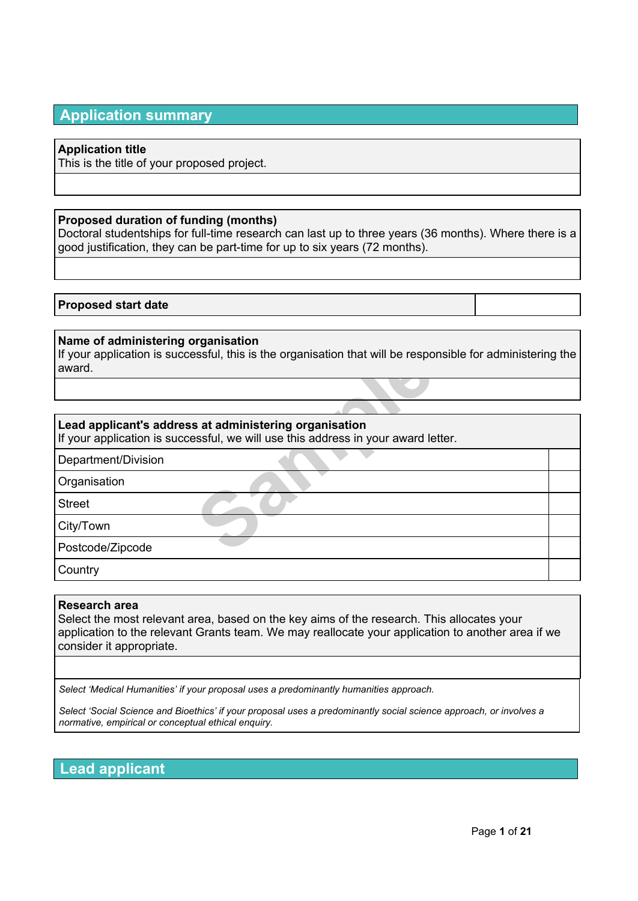## Application summary

**Application title**
This is the title of your proposed project.

**Proposed duration of funding (months)**
Doctoral studentships for full-time research can last up to three years (36 months). Where there is a good justification, they can be part-time for up to six years (72 months).

| **Proposed start date** | |
| --- | --- |

**Name of administering organisation**
If your application is successful, this is the organisation that will be responsible for administering the award.

**Lead applicant's address at administering organisation**
If your application is successful, we will use this address in your award letter.

| | |
| --- | --- |
| Department/Division | |
| Organisation | |
| Street | |
| City/Town | |
| Postcode/Zipcode | |
| Country | |

**Research area**
Select the most relevant area, based on the key aims of the research. This allocates your application to the relevant Grants team. We may reallocate your application to another area if we consider it appropriate.

*Select 'Medical Humanities' if your proposal uses a predominantly humanities approach.*

*Select 'Social Science and Bioethics' if your proposal uses a predominantly social science approach, or involves a normative, empirical or conceptual ethical enquiry.*

## Lead applicant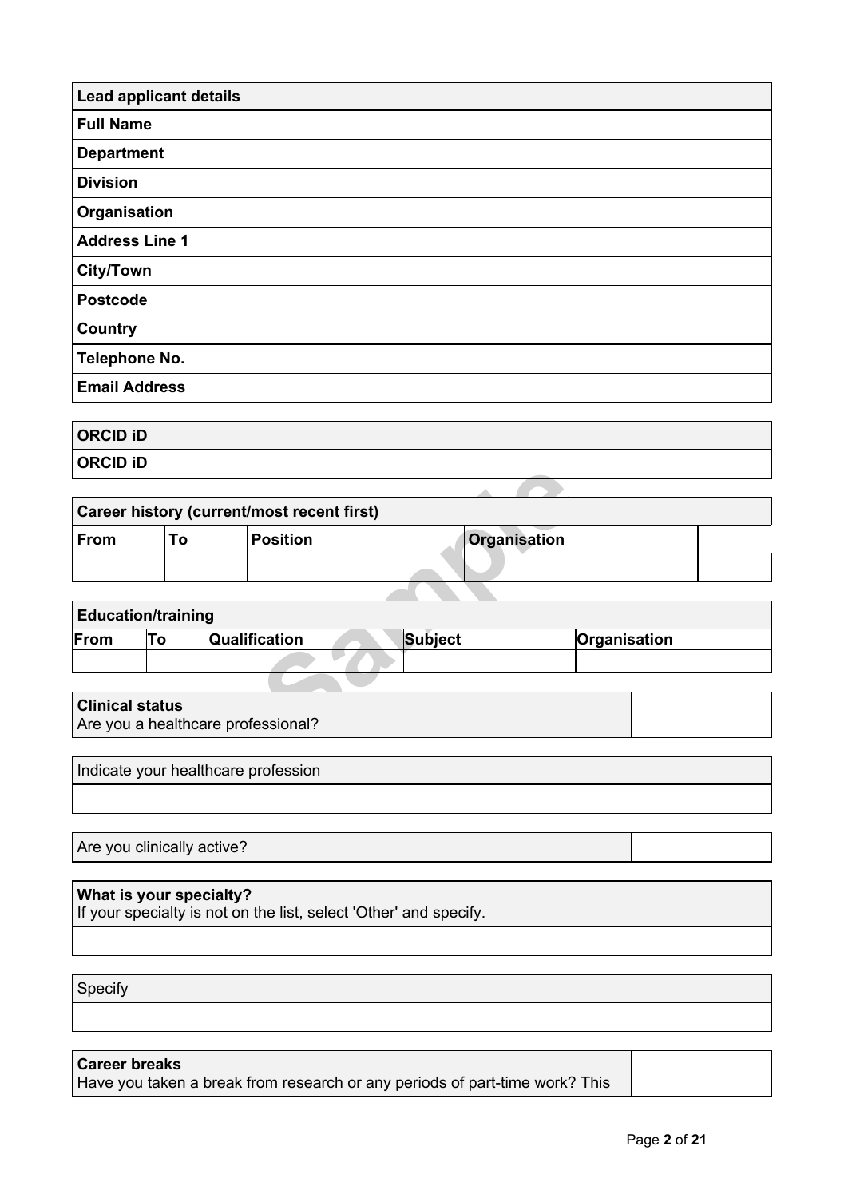| Lead applicant details | |
|---|---|
| **Full Name** | |
| **Department** | |
| **Division** | |
| **Organisation** | |
| **Address Line 1** | |
| **City/Town** | |
| **Postcode** | |
| **Country** | |
| **Telephone No.** | |
| **Email Address** | |

| ORCID iD | |
|---|---|
| **ORCID iD** | |

| Career history (current/most recent first) | | | | |
|---|---|---|---|---|
| **From** | **To** | **Position** | **Organisation** | |
| | | | | |

| Education/training | | | | |
|---|---|---|---|---|
| **From** | **To** | **Qualification** | **Subject** | **Organisation** |
| | | | | |

| **Clinical status**<br>Are you a healthcare professional? | |
|---|---|

| Indicate your healthcare profession |
|---|
| |

| Are you clinically active? | |
|---|---|

| **What is your specialty?**<br>If your specialty is not on the list, select 'Other' and specify. |
|---|
| |

| Specify |
|---|
| |

| **Career breaks**<br>Have you taken a break from research or any periods of part-time work? This | |
|---|---|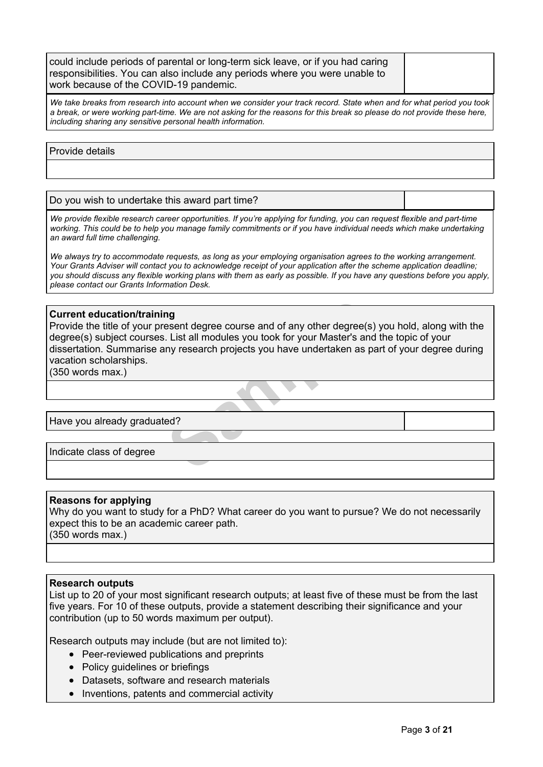could include periods of parental or long-term sick leave, or if you had caring responsibilities. You can also include any periods where you were unable to work because of the COVID-19 pandemic.

*We take breaks from research into account when we consider your track record. State when and for what period you took a break, or were working part-time. We are not asking for the reasons for this break so please do not provide these here, including sharing any sensitive personal health information.*

Provide details

Do you wish to undertake this award part time?

*We provide flexible research career opportunities. If you're applying for funding, you can request flexible and part-time working. This could be to help you manage family commitments or if you have individual needs which make undertaking an award full time challenging.*

*We always try to accommodate requests, as long as your employing organisation agrees to the working arrangement. Your Grants Adviser will contact you to acknowledge receipt of your application after the scheme application deadline; you should discuss any flexible working plans with them as early as possible. If you have any questions before you apply, please contact our Grants Information Desk.*

**Current education/training**
Provide the title of your present degree course and of any other degree(s) you hold, along with the degree(s) subject courses. List all modules you took for your Master's and the topic of your dissertation. Summarise any research projects you have undertaken as part of your degree during vacation scholarships.
(350 words max.)

Have you already graduated?

Indicate class of degree

**Reasons for applying**
Why do you want to study for a PhD? What career do you want to pursue? We do not necessarily expect this to be an academic career path.
(350 words max.)

**Research outputs**
List up to 20 of your most significant research outputs; at least five of these must be from the last five years. For 10 of these outputs, provide a statement describing their significance and your contribution (up to 50 words maximum per output).

Research outputs may include (but are not limited to):

- Peer-reviewed publications and preprints
- Policy guidelines or briefings
- Datasets, software and research materials
- Inventions, patents and commercial activity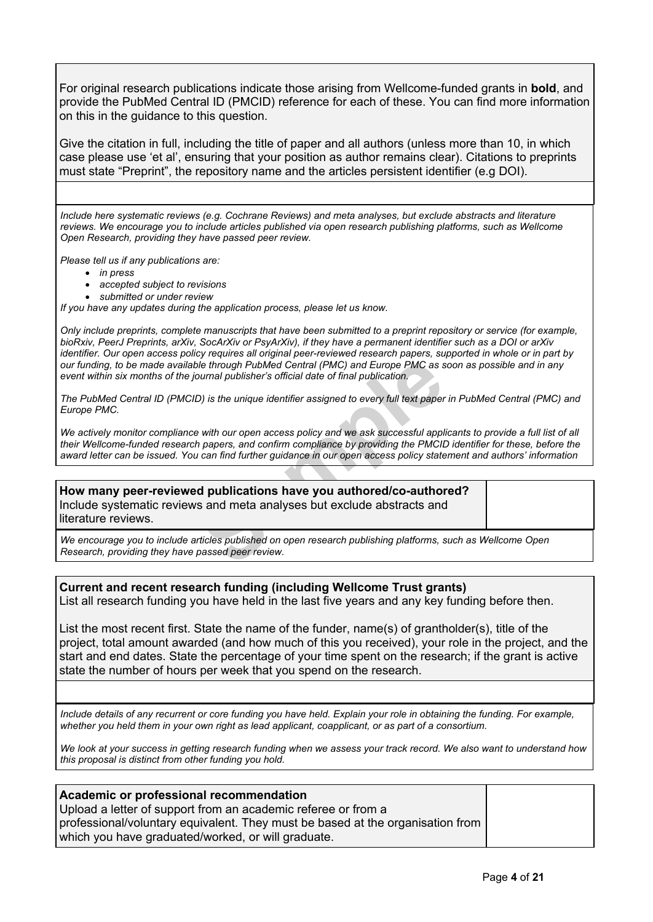For original research publications indicate those arising from Wellcome-funded grants in **bold**, and provide the PubMed Central ID (PMCID) reference for each of these. You can find more information on this in the guidance to this question.

Give the citation in full, including the title of paper and all authors (unless more than 10, in which case please use 'et al', ensuring that your position as author remains clear). Citations to preprints must state "Preprint", the repository name and the articles persistent identifier (e.g DOI).

*Include here systematic reviews (e.g. Cochrane Reviews) and meta analyses, but exclude abstracts and literature reviews. We encourage you to include articles published via open research publishing platforms, such as Wellcome Open Research, providing they have passed peer review.*

*Please tell us if any publications are:*

- *in press*
- *accepted subject to revisions*
- *submitted or under review*

*If you have any updates during the application process, please let us know.*

*Only include preprints, complete manuscripts that have been submitted to a preprint repository or service (for example, bioRxiv, PeerJ Preprints, arXiv, SocArXiv or PsyArXiv), if they have a permanent identifier such as a DOI or arXiv identifier. Our open access policy requires all original peer-reviewed research papers, supported in whole or in part by our funding, to be made available through PubMed Central (PMC) and Europe PMC as soon as possible and in any event within six months of the journal publisher's official date of final publication.*

*The PubMed Central ID (PMCID) is the unique identifier assigned to every full text paper in PubMed Central (PMC) and Europe PMC.*

*We actively monitor compliance with our open access policy and we ask successful applicants to provide a full list of all their Wellcome-funded research papers, and confirm compliance by providing the PMCID identifier for these, before the award letter can be issued. You can find further guidance in our open access policy statement and authors' information*

**How many peer-reviewed publications have you authored/co-authored?**
Include systematic reviews and meta analyses but exclude abstracts and literature reviews.

*We encourage you to include articles published on open research publishing platforms, such as Wellcome Open Research, providing they have passed peer review.*

**Current and recent research funding (including Wellcome Trust grants)**
List all research funding you have held in the last five years and any key funding before then.

List the most recent first. State the name of the funder, name(s) of grantholder(s), title of the project, total amount awarded (and how much of this you received), your role in the project, and the start and end dates. State the percentage of your time spent on the research; if the grant is active state the number of hours per week that you spend on the research.

*Include details of any recurrent or core funding you have held. Explain your role in obtaining the funding. For example, whether you held them in your own right as lead applicant, coapplicant, or as part of a consortium.*

*We look at your success in getting research funding when we assess your track record. We also want to understand how this proposal is distinct from other funding you hold.*

**Academic or professional recommendation**
Upload a letter of support from an academic referee or from a professional/voluntary equivalent. They must be based at the organisation from which you have graduated/worked, or will graduate.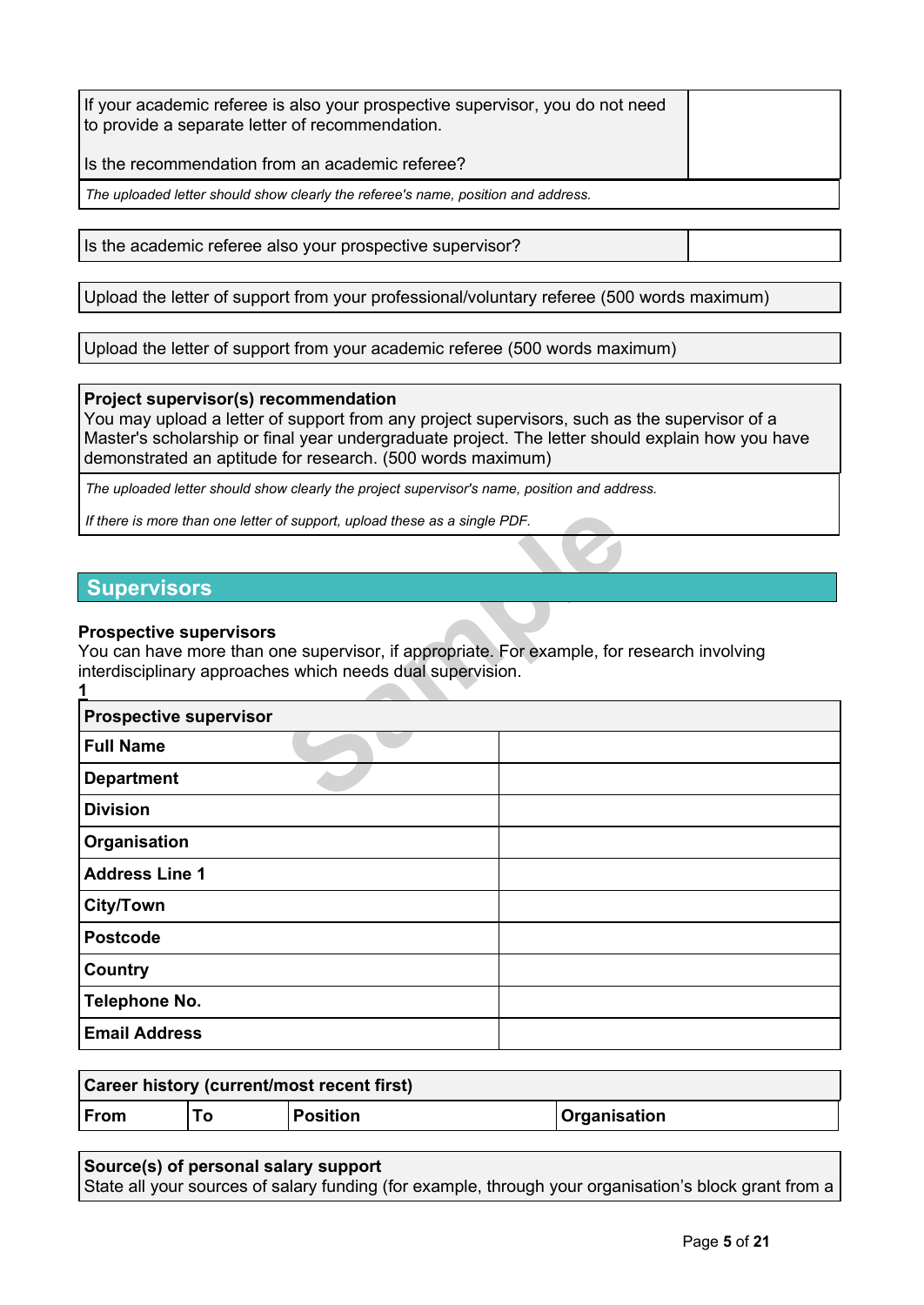| If your academic referee is also your prospective supervisor, you do not need to provide a separate letter of recommendation.<br><br>Is the recommendation from an academic referee? | |
|---|---|
| *The uploaded letter should show clearly the referee's name, position and address.* | |

| Is the academic referee also your prospective supervisor? | |
|---|---|

Upload the letter of support from your professional/voluntary referee (500 words maximum)

Upload the letter of support from your academic referee (500 words maximum)

**Project supervisor(s) recommendation**
You may upload a letter of support from any project supervisors, such as the supervisor of a Master's scholarship or final year undergraduate project. The letter should explain how you have demonstrated an aptitude for research. (500 words maximum)

*The uploaded letter should show clearly the project supervisor's name, position and address.*

*If there is more than one letter of support, upload these as a single PDF.*

## Supervisors

**Prospective supervisors**
You can have more than one supervisor, if appropriate. For example, for research involving interdisciplinary approaches which needs dual supervision.

**1**

| **Prospective supervisor** | |
|---|---|
| **Full Name** | |
| **Department** | |
| **Division** | |
| **Organisation** | |
| **Address Line 1** | |
| **City/Town** | |
| **Postcode** | |
| **Country** | |
| **Telephone No.** | |
| **Email Address** | |

| **Career history (current/most recent first)** | | | |
|---|---|---|---|
| **From** | **To** | **Position** | **Organisation** |

**Source(s) of personal salary support**
State all your sources of salary funding (for example, through your organisation's block grant from a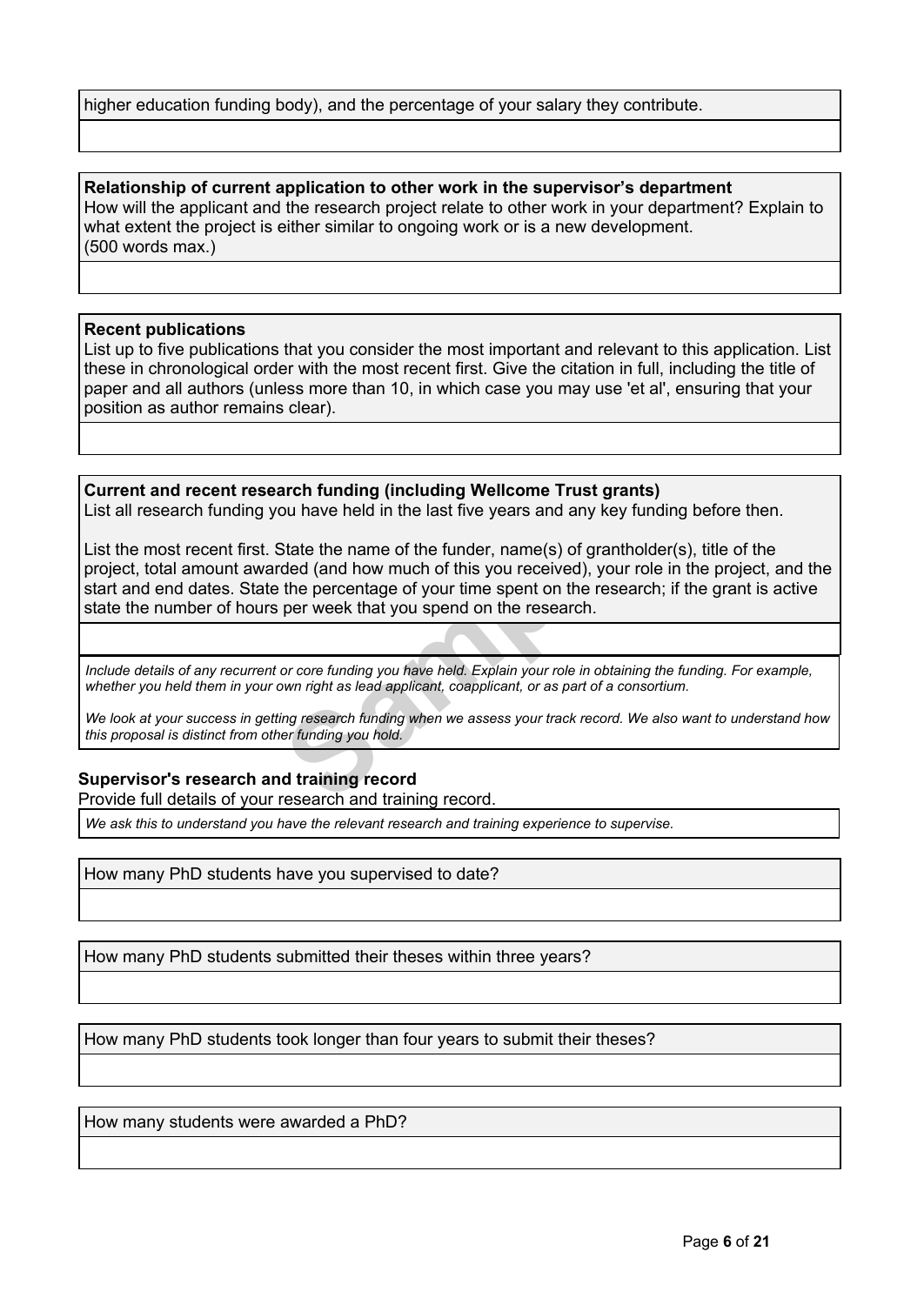higher education funding body), and the percentage of your salary they contribute.

**Relationship of current application to other work in the supervisor's department**

How will the applicant and the research project relate to other work in your department? Explain to what extent the project is either similar to ongoing work or is a new development.
(500 words max.)

**Recent publications**

List up to five publications that you consider the most important and relevant to this application. List these in chronological order with the most recent first. Give the citation in full, including the title of paper and all authors (unless more than 10, in which case you may use 'et al', ensuring that your position as author remains clear).

**Current and recent research funding (including Wellcome Trust grants)**

List all research funding you have held in the last five years and any key funding before then.

List the most recent first. State the name of the funder, name(s) of grantholder(s), title of the project, total amount awarded (and how much of this you received), your role in the project, and the start and end dates. State the percentage of your time spent on the research; if the grant is active state the number of hours per week that you spend on the research.

*Include details of any recurrent or core funding you have held. Explain your role in obtaining the funding. For example, whether you held them in your own right as lead applicant, coapplicant, or as part of a consortium.*

*We look at your success in getting research funding when we assess your track record. We also want to understand how this proposal is distinct from other funding you hold.*

**Supervisor's research and training record**

Provide full details of your research and training record.

*We ask this to understand you have the relevant research and training experience to supervise.*

How many PhD students have you supervised to date?

How many PhD students submitted their theses within three years?

How many PhD students took longer than four years to submit their theses?

How many students were awarded a PhD?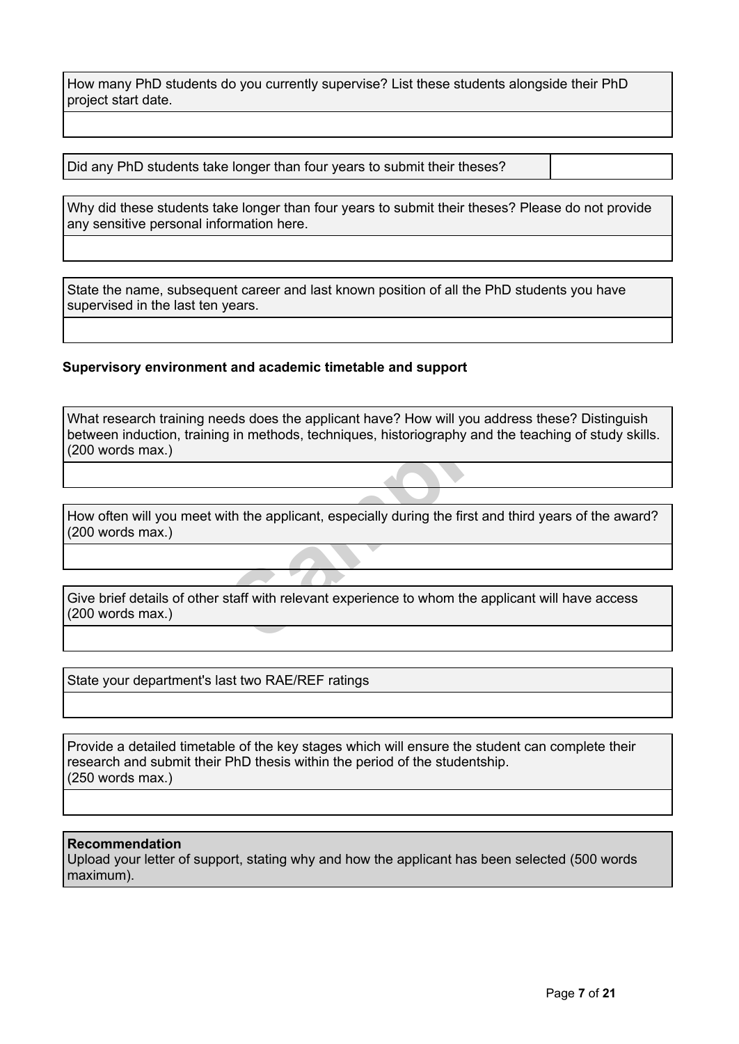| How many PhD students do you currently supervise? List these students alongside their PhD project start date. |
| --- |
| |

| Did any PhD students take longer than four years to submit their theses? | |
| --- | --- |

| Why did these students take longer than four years to submit their theses? Please do not provide any sensitive personal information here. |
| --- |
| |

| State the name, subsequent career and last known position of all the PhD students you have supervised in the last ten years. |
| --- |
| |

**Supervisory environment and academic timetable and support**

| What research training needs does the applicant have? How will you address these? Distinguish between induction, training in methods, techniques, historiography and the teaching of study skills. (200 words max.) |
| --- |
| |

| How often will you meet with the applicant, especially during the first and third years of the award? (200 words max.) |
| --- |
| |

| Give brief details of other staff with relevant experience to whom the applicant will have access (200 words max.) |
| --- |
| |

| State your department's last two RAE/REF ratings |
| --- |
| |

| Provide a detailed timetable of the key stages which will ensure the student can complete their research and submit their PhD thesis within the period of the studentship. (250 words max.) |
| --- |
| |

| **Recommendation** Upload your letter of support, stating why and how the applicant has been selected (500 words maximum). |
| --- |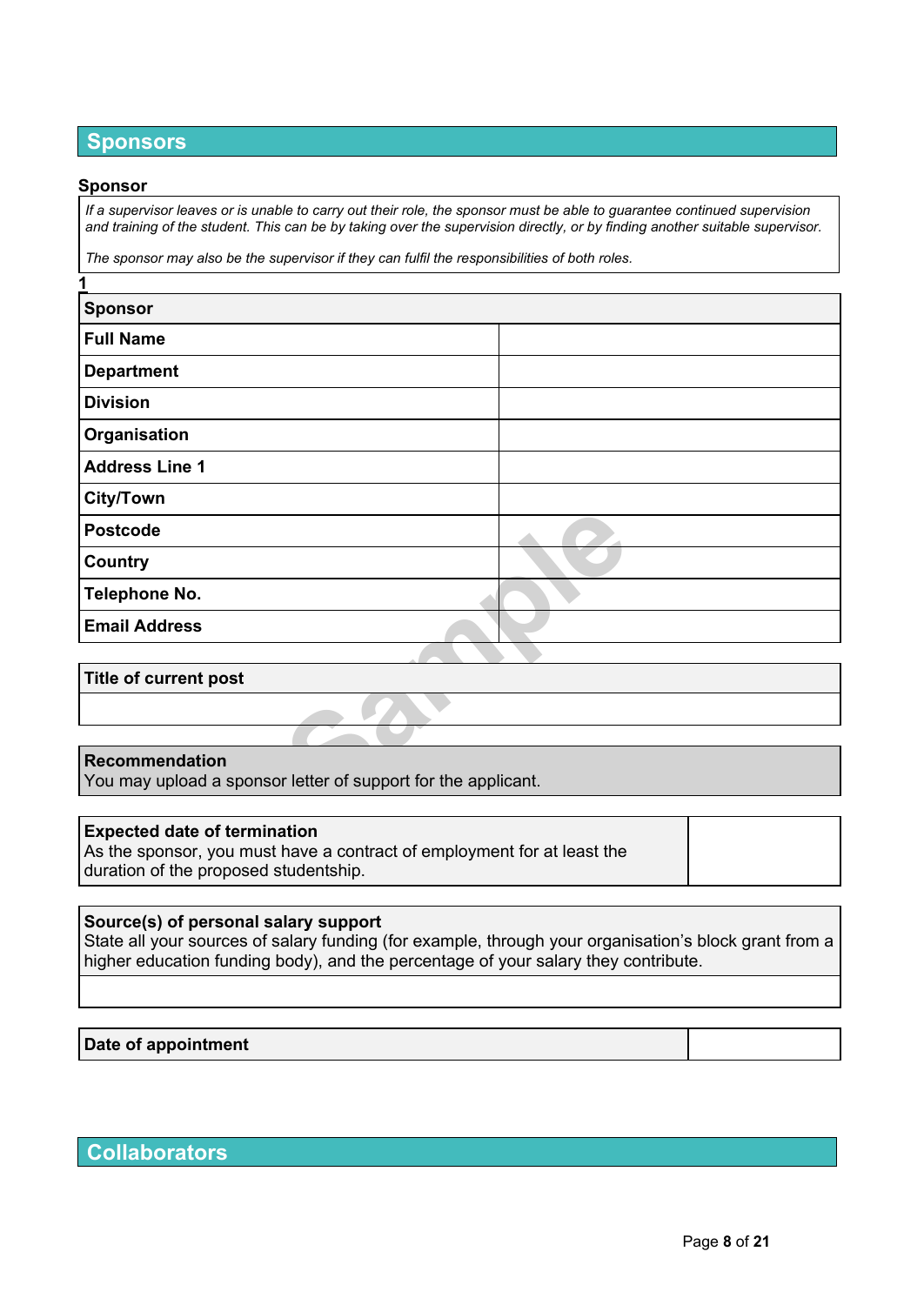## Sponsors

### Sponsor

*If a supervisor leaves or is unable to carry out their role, the sponsor must be able to guarantee continued supervision and training of the student. This can be by taking over the supervision directly, or by finding another suitable supervisor.*

*The sponsor may also be the supervisor if they can fulfil the responsibilities of both roles.*

**1**

| **Sponsor** | |
|---|---|
| **Full Name** | |
| **Department** | |
| **Division** | |
| **Organisation** | |
| **Address Line 1** | |
| **City/Town** | |
| **Postcode** | |
| **Country** | |
| **Telephone No.** | |
| **Email Address** | |

| **Title of current post** |
|---|
| |

| **Recommendation** You may upload a sponsor letter of support for the applicant. |
|---|

| **Expected date of termination** As the sponsor, you must have a contract of employment for at least the duration of the proposed studentship. | |
|---|---|

| **Source(s) of personal salary support** State all your sources of salary funding (for example, through your organisation's block grant from a higher education funding body), and the percentage of your salary they contribute. |
|---|
| |

| **Date of appointment** | |
|---|---|

## Collaborators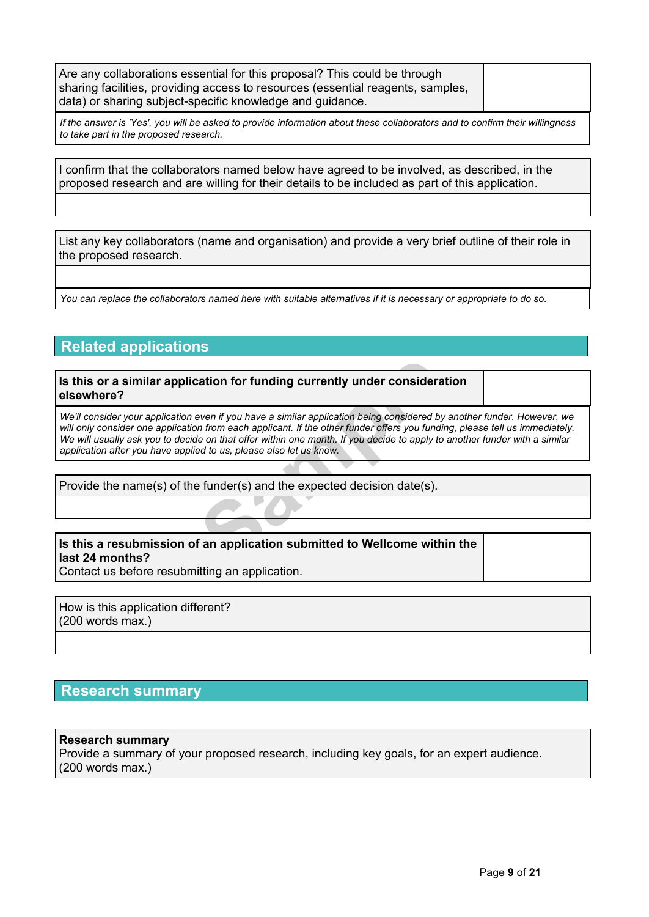| Are any collaborations essential for this proposal? This could be through sharing facilities, providing access to resources (essential reagents, samples, data) or sharing subject-specific knowledge and guidance. | |
|---|---|

*If the answer is 'Yes', you will be asked to provide information about these collaborators and to confirm their willingness to take part in the proposed research.*

| I confirm that the collaborators named below have agreed to be involved, as described, in the proposed research and are willing for their details to be included as part of this application. |
|---|
| |

| List any key collaborators (name and organisation) and provide a very brief outline of their role in the proposed research. |
|---|
| |

*You can replace the collaborators named here with suitable alternatives if it is necessary or appropriate to do so.*

## Related applications

| **Is this or a similar application for funding currently under consideration elsewhere?** | |
|---|---|

*We'll consider your application even if you have a similar application being considered by another funder. However, we will only consider one application from each applicant. If the other funder offers you funding, please tell us immediately. We will usually ask you to decide on that offer within one month. If you decide to apply to another funder with a similar application after you have applied to us, please also let us know.*

| Provide the name(s) of the funder(s) and the expected decision date(s). |
|---|
| |

| **Is this a resubmission of an application submitted to Wellcome within the last 24 months?** Contact us before resubmitting an application. | |
|---|---|

| How is this application different? (200 words max.) |
|---|
| |

## Research summary

| **Research summary** Provide a summary of your proposed research, including key goals, for an expert audience. (200 words max.) |
|---|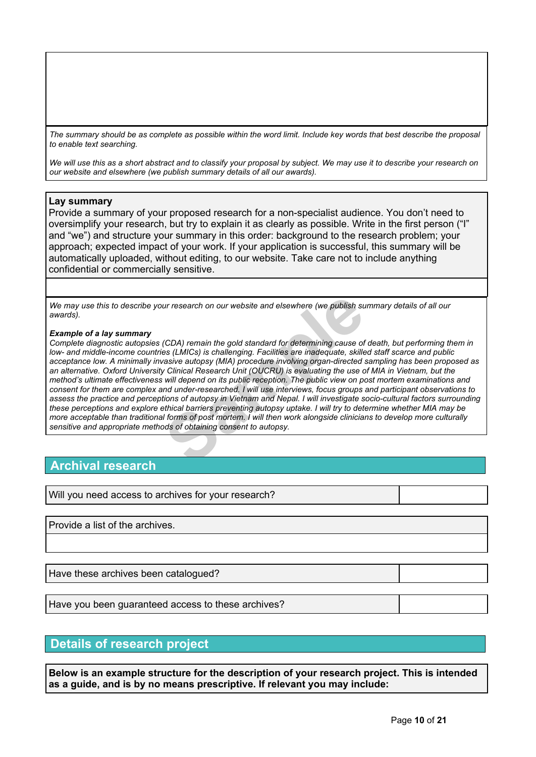*The summary should be as complete as possible within the word limit. Include key words that best describe the proposal to enable text searching.*

*We will use this as a short abstract and to classify your proposal by subject. We may use it to describe your research on our website and elsewhere (we publish summary details of all our awards).*

**Lay summary**

Provide a summary of your proposed research for a non-specialist audience. You don't need to oversimplify your research, but try to explain it as clearly as possible. Write in the first person ("I" and "we") and structure your summary in this order: background to the research problem; your approach; expected impact of your work. If your application is successful, this summary will be automatically uploaded, without editing, to our website. Take care not to include anything confidential or commercially sensitive.

*We may use this to describe your research on our website and elsewhere (we publish summary details of all our awards).*

***Example of a lay summary***

*Complete diagnostic autopsies (CDA) remain the gold standard for determining cause of death, but performing them in low- and middle-income countries (LMICs) is challenging. Facilities are inadequate, skilled staff scarce and public acceptance low. A minimally invasive autopsy (MIA) procedure involving organ-directed sampling has been proposed as an alternative. Oxford University Clinical Research Unit (OUCRU) is evaluating the use of MIA in Vietnam, but the method's ultimate effectiveness will depend on its public reception. The public view on post mortem examinations and consent for them are complex and under-researched. I will use interviews, focus groups and participant observations to assess the practice and perceptions of autopsy in Vietnam and Nepal. I will investigate socio-cultural factors surrounding these perceptions and explore ethical barriers preventing autopsy uptake. I will try to determine whether MIA may be more acceptable than traditional forms of post mortem. I will then work alongside clinicians to develop more culturally sensitive and appropriate methods of obtaining consent to autopsy.*

## Archival research

| Will you need access to archives for your research? | |
|---|---|

| Provide a list of the archives. |
|---|
| |

| Have these archives been catalogued? | |
|---|---|

| Have you been guaranteed access to these archives? | |
|---|---|

## Details of research project

**Below is an example structure for the description of your research project. This is intended as a guide, and is by no means prescriptive. If relevant you may include:**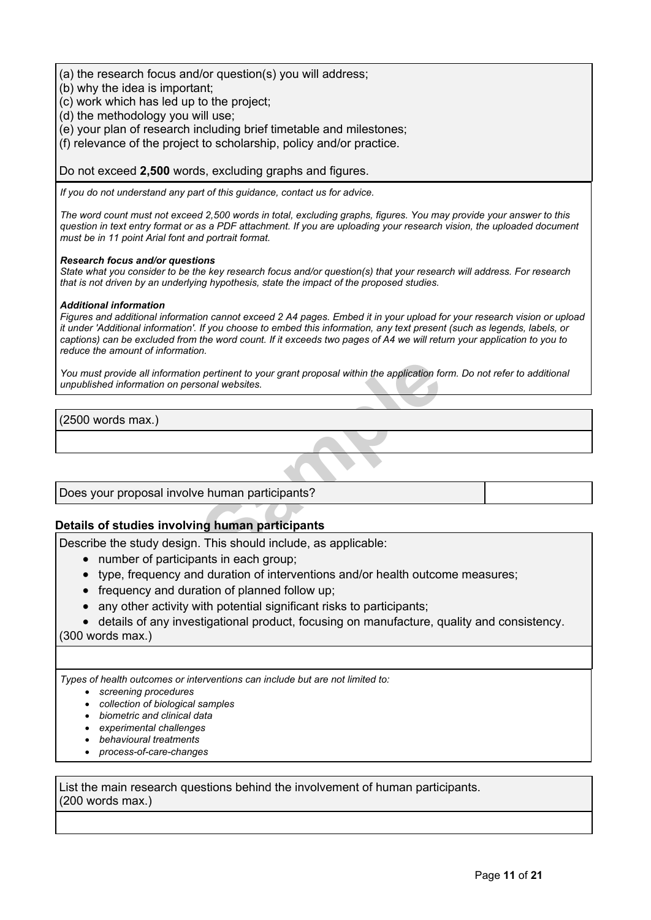(a) the research focus and/or question(s) you will address;
(b) why the idea is important;
(c) work which has led up to the project;
(d) the methodology you will use;
(e) your plan of research including brief timetable and milestones;
(f) relevance of the project to scholarship, policy and/or practice.

Do not exceed **2,500** words, excluding graphs and figures.

*If you do not understand any part of this guidance, contact us for advice.*

*The word count must not exceed 2,500 words in total, excluding graphs, figures. You may provide your answer to this question in text entry format or as a PDF attachment. If you are uploading your research vision, the uploaded document must be in 11 point Arial font and portrait format.*

***Research focus and/or questions***
*State what you consider to be the key research focus and/or question(s) that your research will address. For research that is not driven by an underlying hypothesis, state the impact of the proposed studies.*

***Additional information***
*Figures and additional information cannot exceed 2 A4 pages. Embed it in your upload for your research vision or upload it under 'Additional information'. If you choose to embed this information, any text present (such as legends, labels, or captions) can be excluded from the word count. If it exceeds two pages of A4 we will return your application to you to reduce the amount of information.*

*You must provide all information pertinent to your grant proposal within the application form. Do not refer to additional unpublished information on personal websites.*

| (2500 words max.) |
|---|
| |

| Does your proposal involve human participants? | |
|---|---|

### Details of studies involving human participants

Describe the study design. This should include, as applicable:

- number of participants in each group;
- type, frequency and duration of interventions and/or health outcome measures;
- frequency and duration of planned follow up;
- any other activity with potential significant risks to participants;
- details of any investigational product, focusing on manufacture, quality and consistency.

(300 words max.)

*Types of health outcomes or interventions can include but are not limited to:*

- *screening procedures*
- *collection of biological samples*
- *biometric and clinical data*
- *experimental challenges*
- *behavioural treatments*
- *process-of-care-changes*

List the main research questions behind the involvement of human participants.
(200 words max.)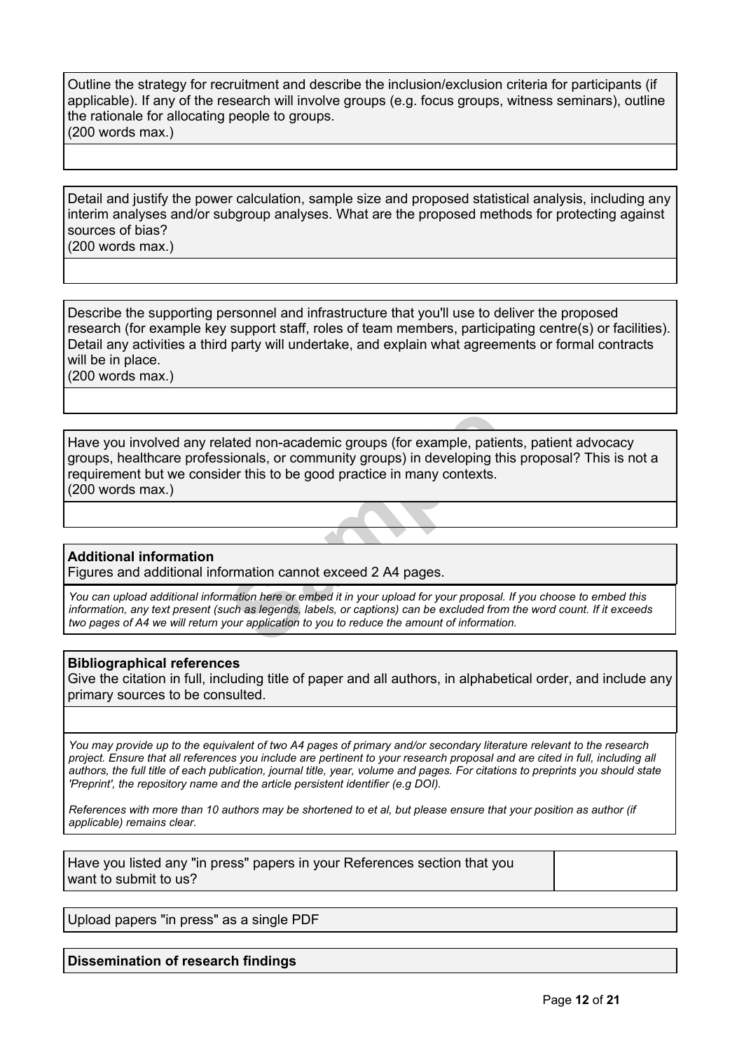Outline the strategy for recruitment and describe the inclusion/exclusion criteria for participants (if applicable). If any of the research will involve groups (e.g. focus groups, witness seminars), outline the rationale for allocating people to groups.
(200 words max.)

Detail and justify the power calculation, sample size and proposed statistical analysis, including any interim analyses and/or subgroup analyses. What are the proposed methods for protecting against sources of bias?
(200 words max.)

Describe the supporting personnel and infrastructure that you'll use to deliver the proposed research (for example key support staff, roles of team members, participating centre(s) or facilities). Detail any activities a third party will undertake, and explain what agreements or formal contracts will be in place.
(200 words max.)

Have you involved any related non-academic groups (for example, patients, patient advocacy groups, healthcare professionals, or community groups) in developing this proposal? This is not a requirement but we consider this to be good practice in many contexts.
(200 words max.)

**Additional information**
Figures and additional information cannot exceed 2 A4 pages.

*You can upload additional information here or embed it in your upload for your proposal. If you choose to embed this information, any text present (such as legends, labels, or captions) can be excluded from the word count. If it exceeds two pages of A4 we will return your application to you to reduce the amount of information.*

**Bibliographical references**
Give the citation in full, including title of paper and all authors, in alphabetical order, and include any primary sources to be consulted.

*You may provide up to the equivalent of two A4 pages of primary and/or secondary literature relevant to the research project. Ensure that all references you include are pertinent to your research proposal and are cited in full, including all authors, the full title of each publication, journal title, year, volume and pages. For citations to preprints you should state 'Preprint', the repository name and the article persistent identifier (e.g DOI).*

*References with more than 10 authors may be shortened to et al, but please ensure that your position as author (if applicable) remains clear.*

| Have you listed any "in press" papers in your References section that you want to submit to us? | |
| --- | --- |

Upload papers "in press" as a single PDF

**Dissemination of research findings**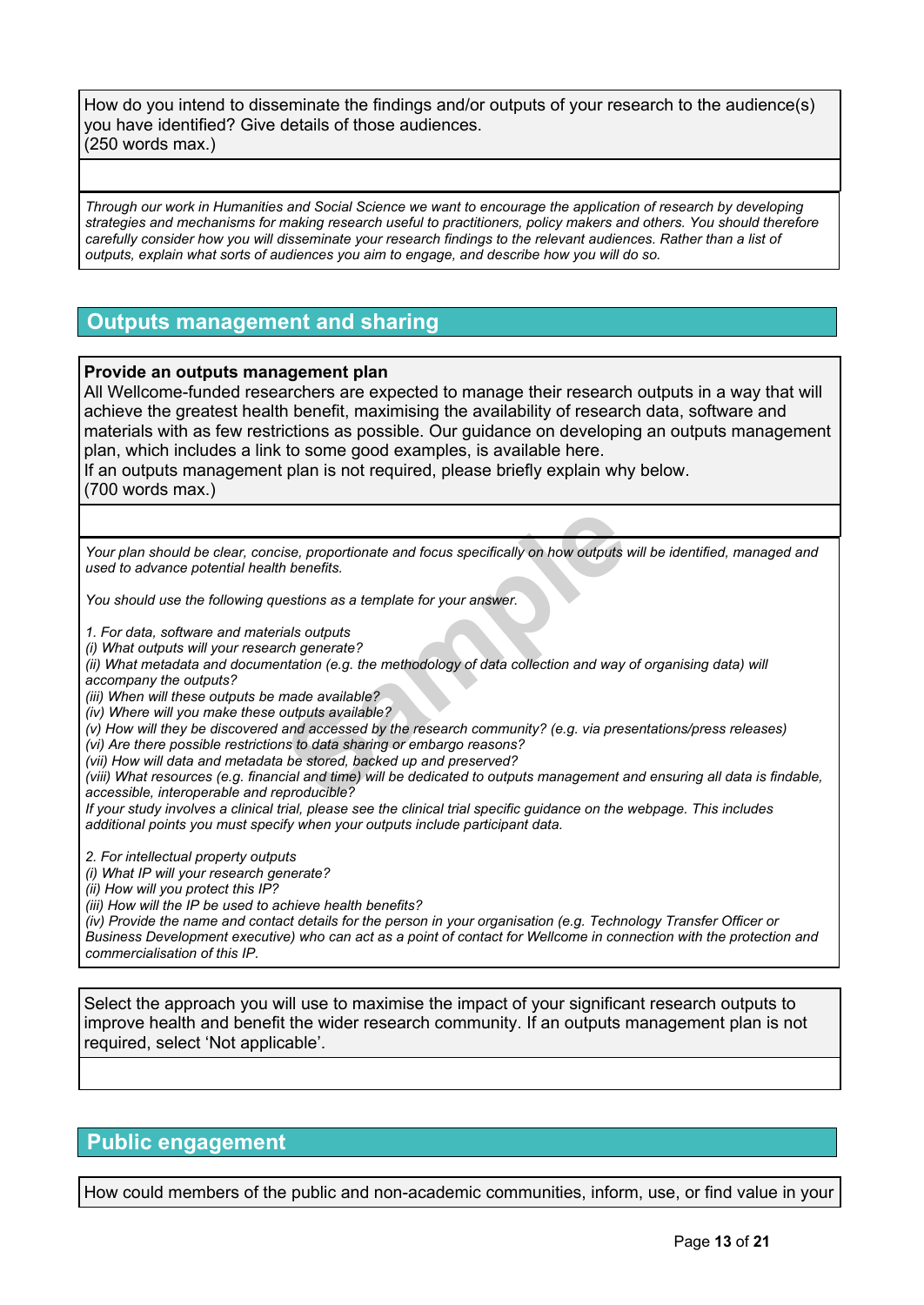How do you intend to disseminate the findings and/or outputs of your research to the audience(s) you have identified? Give details of those audiences.
(250 words max.)

*Through our work in Humanities and Social Science we want to encourage the application of research by developing strategies and mechanisms for making research useful to practitioners, policy makers and others. You should therefore carefully consider how you will disseminate your research findings to the relevant audiences. Rather than a list of outputs, explain what sorts of audiences you aim to engage, and describe how you will do so.*

## Outputs management and sharing

**Provide an outputs management plan**
All Wellcome-funded researchers are expected to manage their research outputs in a way that will achieve the greatest health benefit, maximising the availability of research data, software and materials with as few restrictions as possible. Our guidance on developing an outputs management plan, which includes a link to some good examples, is available here.
If an outputs management plan is not required, please briefly explain why below.
(700 words max.)

*Your plan should be clear, concise, proportionate and focus specifically on how outputs will be identified, managed and used to advance potential health benefits.*

*You should use the following questions as a template for your answer.*

*1. For data, software and materials outputs*
*(i) What outputs will your research generate?*
*(ii) What metadata and documentation (e.g. the methodology of data collection and way of organising data) will accompany the outputs?*
*(iii) When will these outputs be made available?*
*(iv) Where will you make these outputs available?*
*(v) How will they be discovered and accessed by the research community? (e.g. via presentations/press releases)*
*(vi) Are there possible restrictions to data sharing or embargo reasons?*
*(vii) How will data and metadata be stored, backed up and preserved?*
*(viii) What resources (e.g. financial and time) will be dedicated to outputs management and ensuring all data is findable, accessible, interoperable and reproducible?*
*If your study involves a clinical trial, please see the clinical trial specific guidance on the webpage. This includes additional points you must specify when your outputs include participant data.*

*2. For intellectual property outputs*
*(i) What IP will your research generate?*
*(ii) How will you protect this IP?*
*(iii) How will the IP be used to achieve health benefits?*
*(iv) Provide the name and contact details for the person in your organisation (e.g. Technology Transfer Officer or Business Development executive) who can act as a point of contact for Wellcome in connection with the protection and commercialisation of this IP.*

Select the approach you will use to maximise the impact of your significant research outputs to improve health and benefit the wider research community. If an outputs management plan is not required, select 'Not applicable'.

## Public engagement

How could members of the public and non-academic communities, inform, use, or find value in your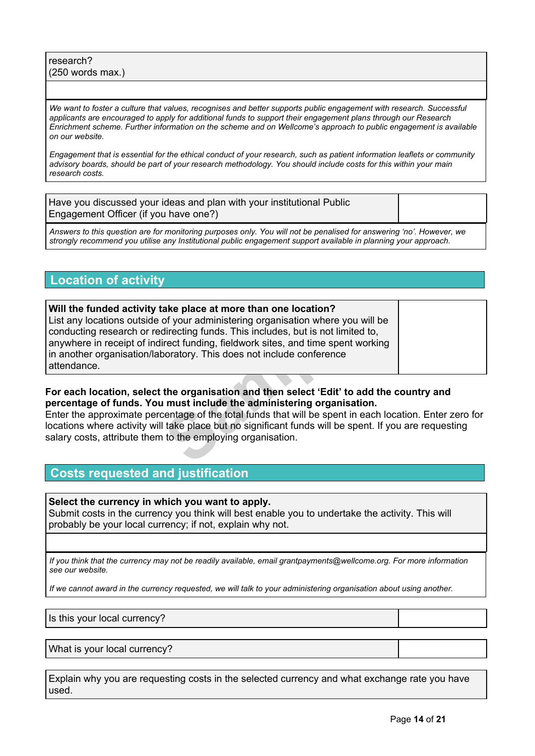| research? (250 words max.) |
|---|
| |

*We want to foster a culture that values, recognises and better supports public engagement with research. Successful applicants are encouraged to apply for additional funds to support their engagement plans through our Research Enrichment scheme. Further information on the scheme and on Wellcome's approach to public engagement is available on our website.*

*Engagement that is essential for the ethical conduct of your research, such as patient information leaflets or community advisory boards, should be part of your research methodology. You should include costs for this within your main research costs.*

| Have you discussed your ideas and plan with your institutional Public Engagement Officer (if you have one?) | |
|---|---|

*Answers to this question are for monitoring purposes only. You will not be penalised for answering 'no'. However, we strongly recommend you utilise any Institutional public engagement support available in planning your approach.*

## Location of activity

| **Will the funded activity take place at more than one location?** List any locations outside of your administering organisation where you will be conducting research or redirecting funds. This includes, but is not limited to, anywhere in receipt of indirect funding, fieldwork sites, and time spent working in another organisation/laboratory. This does not include conference attendance. | |
|---|---|

**For each location, select the organisation and then select 'Edit' to add the country and percentage of funds. You must include the administering organisation.**
Enter the approximate percentage of the total funds that will be spent in each location. Enter zero for locations where activity will take place but no significant funds will be spent. If you are requesting salary costs, attribute them to the employing organisation.

## Costs requested and justification

| **Select the currency in which you want to apply.** Submit costs in the currency you think will best enable you to undertake the activity. This will probably be your local currency; if not, explain why not. |
|---|
| |

*If you think that the currency may not be readily available, email grantpayments@wellcome.org. For more information see our website.*

*If we cannot award in the currency requested, we will talk to your administering organisation about using another.*

| Is this your local currency? | |
|---|---|

| What is your local currency? | |
|---|---|

| Explain why you are requesting costs in the selected currency and what exchange rate you have used. |
|---|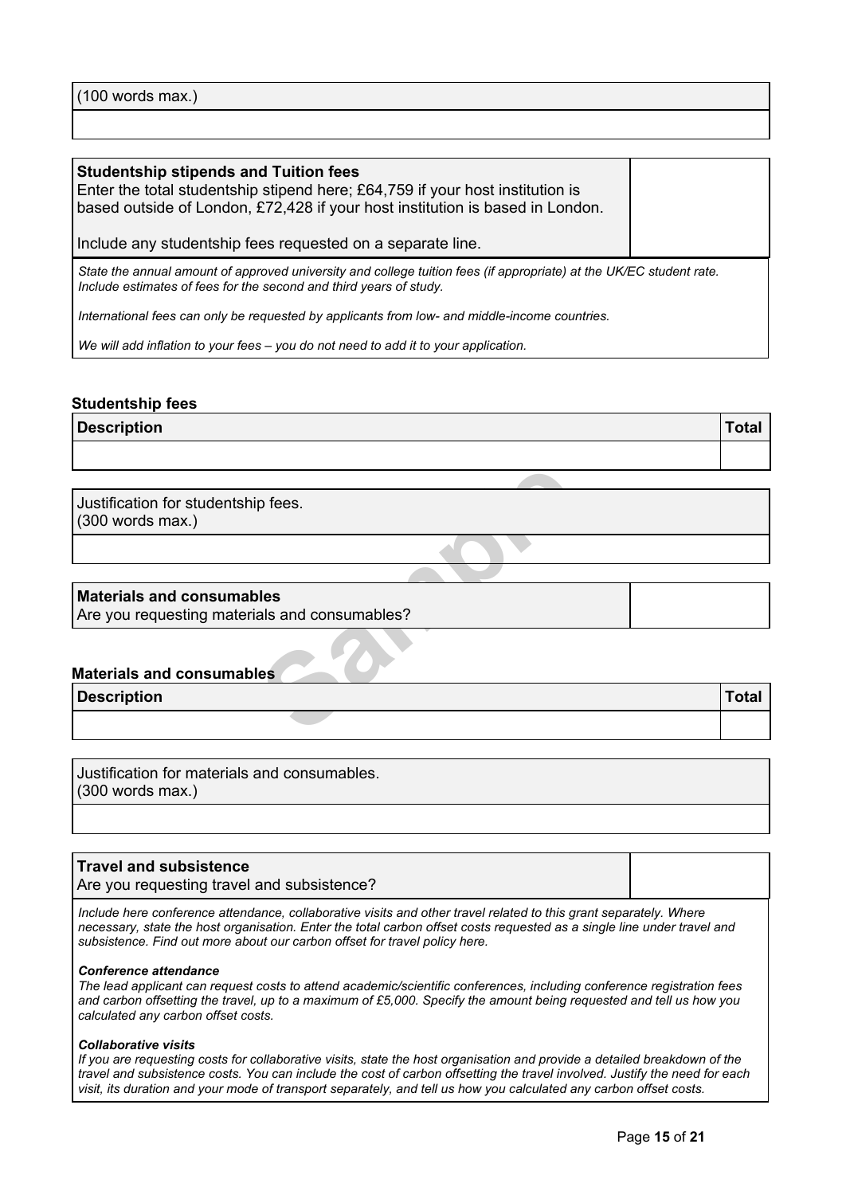(100 words max.)

| **Studentship stipends and Tuition fees**<br>Enter the total studentship stipend here; £64,759 if your host institution is based outside of London, £72,428 if your host institution is based in London.<br><br>Include any studentship fees requested on a separate line. | |
|---|---|

*State the annual amount of approved university and college tuition fees (if appropriate) at the UK/EC student rate. Include estimates of fees for the second and third years of study.*

*International fees can only be requested by applicants from low- and middle-income countries.*

*We will add inflation to your fees – you do not need to add it to your application.*

**Studentship fees**

| Description | Total |
|---|---|
| | |

Justification for studentship fees.
(300 words max.)

| **Materials and consumables**<br>Are you requesting materials and consumables? | |
|---|---|

**Materials and consumables**

| Description | Total |
|---|---|
| | |

Justification for materials and consumables.
(300 words max.)

| **Travel and subsistence**<br>Are you requesting travel and subsistence? | |
|---|---|

*Include here conference attendance, collaborative visits and other travel related to this grant separately. Where necessary, state the host organisation. Enter the total carbon offset costs requested as a single line under travel and subsistence. Find out more about our carbon offset for travel policy here.*

***Conference attendance***

*The lead applicant can request costs to attend academic/scientific conferences, including conference registration fees and carbon offsetting the travel, up to a maximum of £5,000. Specify the amount being requested and tell us how you calculated any carbon offset costs.*

***Collaborative visits***

*If you are requesting costs for collaborative visits, state the host organisation and provide a detailed breakdown of the travel and subsistence costs. You can include the cost of carbon offsetting the travel involved. Justify the need for each visit, its duration and your mode of transport separately, and tell us how you calculated any carbon offset costs.*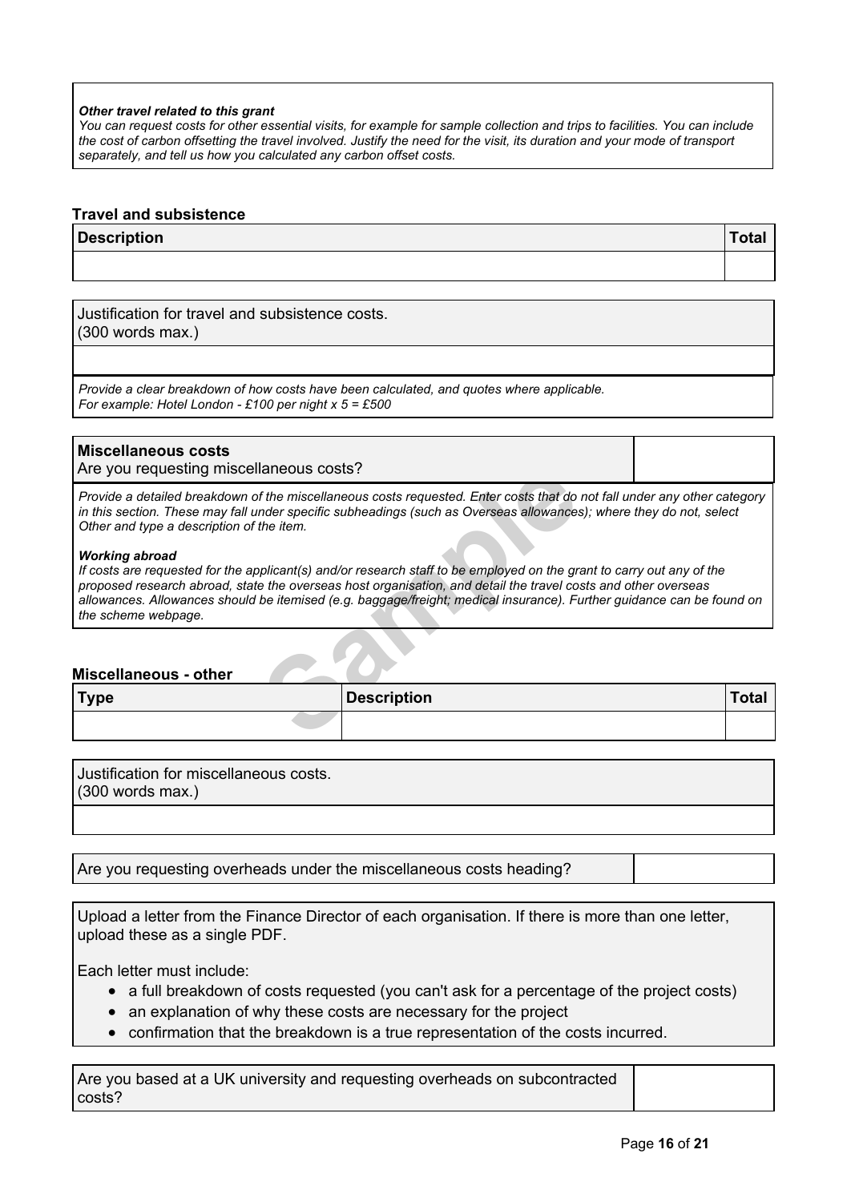***Other travel related to this grant***
*You can request costs for other essential visits, for example for sample collection and trips to facilities. You can include the cost of carbon offsetting the travel involved. Justify the need for the visit, its duration and your mode of transport separately, and tell us how you calculated any carbon offset costs.*

**Travel and subsistence**

| Description | Total |
| --- | --- |
| | |

Justification for travel and subsistence costs.
(300 words max.)

*Provide a clear breakdown of how costs have been calculated, and quotes where applicable.*
*For example: Hotel London - £100 per night x 5 = £500*

**Miscellaneous costs**
Are you requesting miscellaneous costs?

*Provide a detailed breakdown of the miscellaneous costs requested. Enter costs that do not fall under any other category in this section. These may fall under specific subheadings (such as Overseas allowances); where they do not, select Other and type a description of the item.*

***Working abroad***
*If costs are requested for the applicant(s) and/or research staff to be employed on the grant to carry out any of the proposed research abroad, state the overseas host organisation, and detail the travel costs and other overseas allowances. Allowances should be itemised (e.g. baggage/freight; medical insurance). Further guidance can be found on the scheme webpage.*

**Miscellaneous - other**

| Type | Description | Total |
| --- | --- | --- |
| | | |

Justification for miscellaneous costs.
(300 words max.)

Are you requesting overheads under the miscellaneous costs heading?

Upload a letter from the Finance Director of each organisation. If there is more than one letter, upload these as a single PDF.

Each letter must include:

- a full breakdown of costs requested (you can't ask for a percentage of the project costs)
- an explanation of why these costs are necessary for the project
- confirmation that the breakdown is a true representation of the costs incurred.

Are you based at a UK university and requesting overheads on subcontracted costs?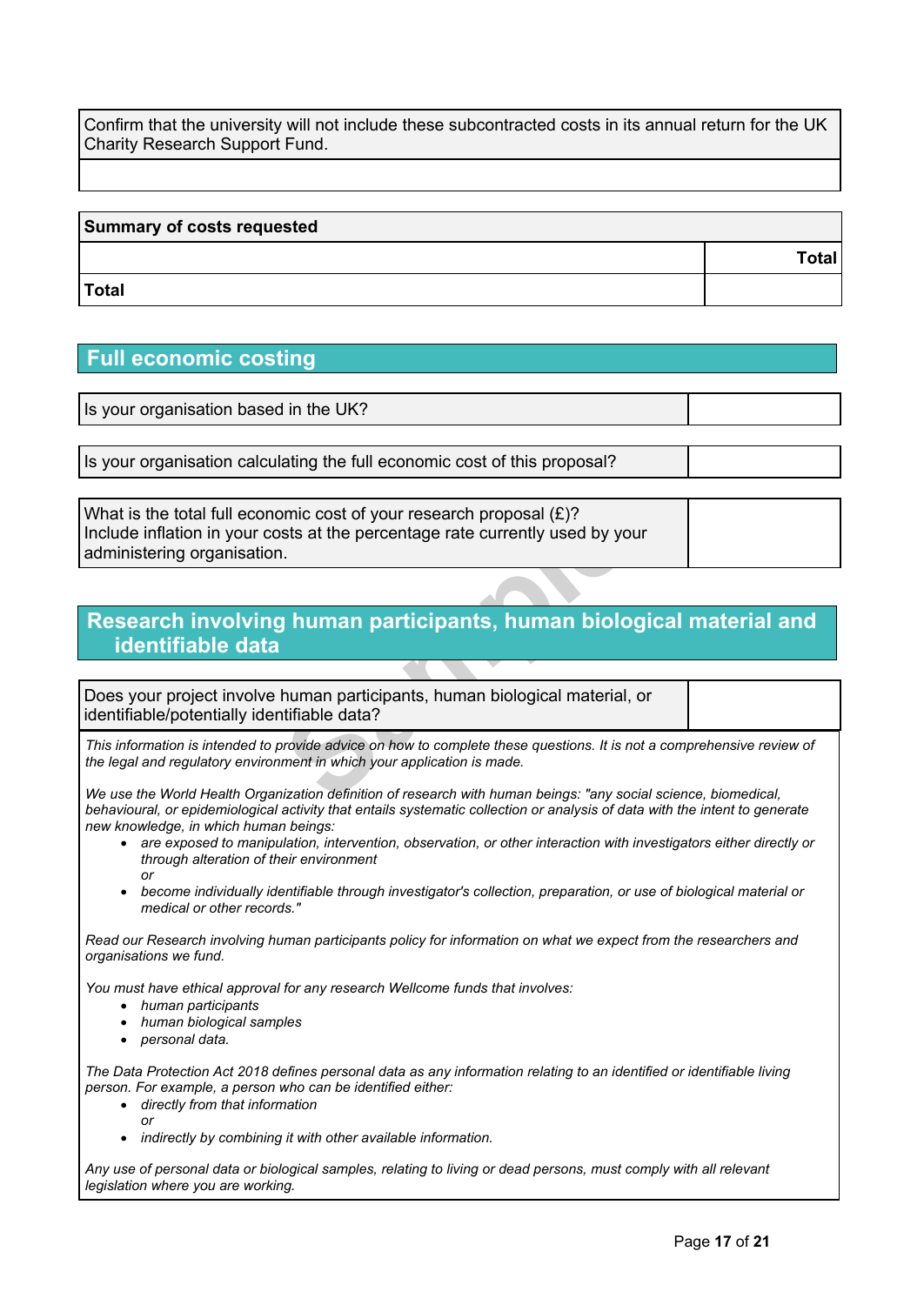| Confirm that the university will not include these subcontracted costs in its annual return for the UK Charity Research Support Fund. |
| --- |
| |

| Summary of costs requested | |
| --- | --- |
| | **Total** |
| **Total** | |

## Full economic costing

| Is your organisation based in the UK? | |
| --- | --- |

| Is your organisation calculating the full economic cost of this proposal? | |
| --- | --- |

| What is the total full economic cost of your research proposal (£)? Include inflation in your costs at the percentage rate currently used by your administering organisation. | |
| --- | --- |

## Research involving human participants, human biological material and identifiable data

| Does your project involve human participants, human biological material, or identifiable/potentially identifiable data? | |
| --- | --- |

*This information is intended to provide advice on how to complete these questions. It is not a comprehensive review of the legal and regulatory environment in which your application is made.*

*We use the World Health Organization definition of research with human beings: "any social science, biomedical, behavioural, or epidemiological activity that entails systematic collection or analysis of data with the intent to generate new knowledge, in which human beings:*

- *are exposed to manipulation, intervention, observation, or other interaction with investigators either directly or through alteration of their environment*
  *or*
- *become individually identifiable through investigator's collection, preparation, or use of biological material or medical or other records."*

*Read our Research involving human participants policy for information on what we expect from the researchers and organisations we fund.*

*You must have ethical approval for any research Wellcome funds that involves:*

- *human participants*
- *human biological samples*
- *personal data.*

*The Data Protection Act 2018 defines personal data as any information relating to an identified or identifiable living person. For example, a person who can be identified either:*

- *directly from that information*
  *or*
- *indirectly by combining it with other available information.*

*Any use of personal data or biological samples, relating to living or dead persons, must comply with all relevant legislation where you are working.*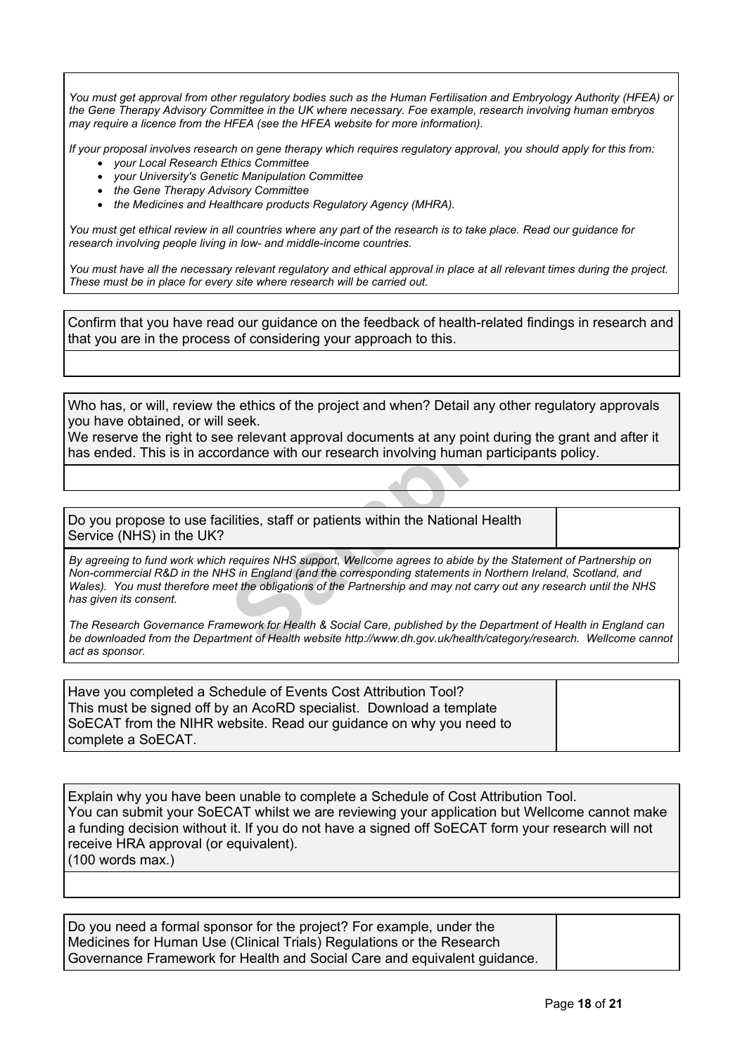*You must get approval from other regulatory bodies such as the Human Fertilisation and Embryology Authority (HFEA) or the Gene Therapy Advisory Committee in the UK where necessary. Foe example, research involving human embryos may require a licence from the HFEA (see the HFEA website for more information).*

*If your proposal involves research on gene therapy which requires regulatory approval, you should apply for this from:*

- *your Local Research Ethics Committee*
- *your University's Genetic Manipulation Committee*
- *the Gene Therapy Advisory Committee*
- *the Medicines and Healthcare products Regulatory Agency (MHRA).*

*You must get ethical review in all countries where any part of the research is to take place. Read our guidance for research involving people living in low- and middle-income countries.*

*You must have all the necessary relevant regulatory and ethical approval in place at all relevant times during the project. These must be in place for every site where research will be carried out.*

| Confirm that you have read our guidance on the feedback of health-related findings in research and that you are in the process of considering your approach to this. |
| --- |
| |

| Who has, or will, review the ethics of the project and when? Detail any other regulatory approvals you have obtained, or will seek. We reserve the right to see relevant approval documents at any point during the grant and after it has ended. This is in accordance with our research involving human participants policy. |
| --- |
| |

| Do you propose to use facilities, staff or patients within the National Health Service (NHS) in the UK? | |
| --- | --- |

*By agreeing to fund work which requires NHS support, Wellcome agrees to abide by the Statement of Partnership on Non-commercial R&D in the NHS in England (and the corresponding statements in Northern Ireland, Scotland, and Wales). You must therefore meet the obligations of the Partnership and may not carry out any research until the NHS has given its consent.*

*The Research Governance Framework for Health & Social Care, published by the Department of Health in England can be downloaded from the Department of Health website http://www.dh.gov.uk/health/category/research. Wellcome cannot act as sponsor.*

| Have you completed a Schedule of Events Cost Attribution Tool? This must be signed off by an AcoRD specialist. Download a template SoECAT from the NIHR website. Read our guidance on why you need to complete a SoECAT. | |
| --- | --- |

| Explain why you have been unable to complete a Schedule of Cost Attribution Tool. You can submit your SoECAT whilst we are reviewing your application but Wellcome cannot make a funding decision without it. If you do not have a signed off SoECAT form your research will not receive HRA approval (or equivalent). (100 words max.) |
| --- |
| |

| Do you need a formal sponsor for the project? For example, under the Medicines for Human Use (Clinical Trials) Regulations or the Research Governance Framework for Health and Social Care and equivalent guidance. | |
| --- | --- |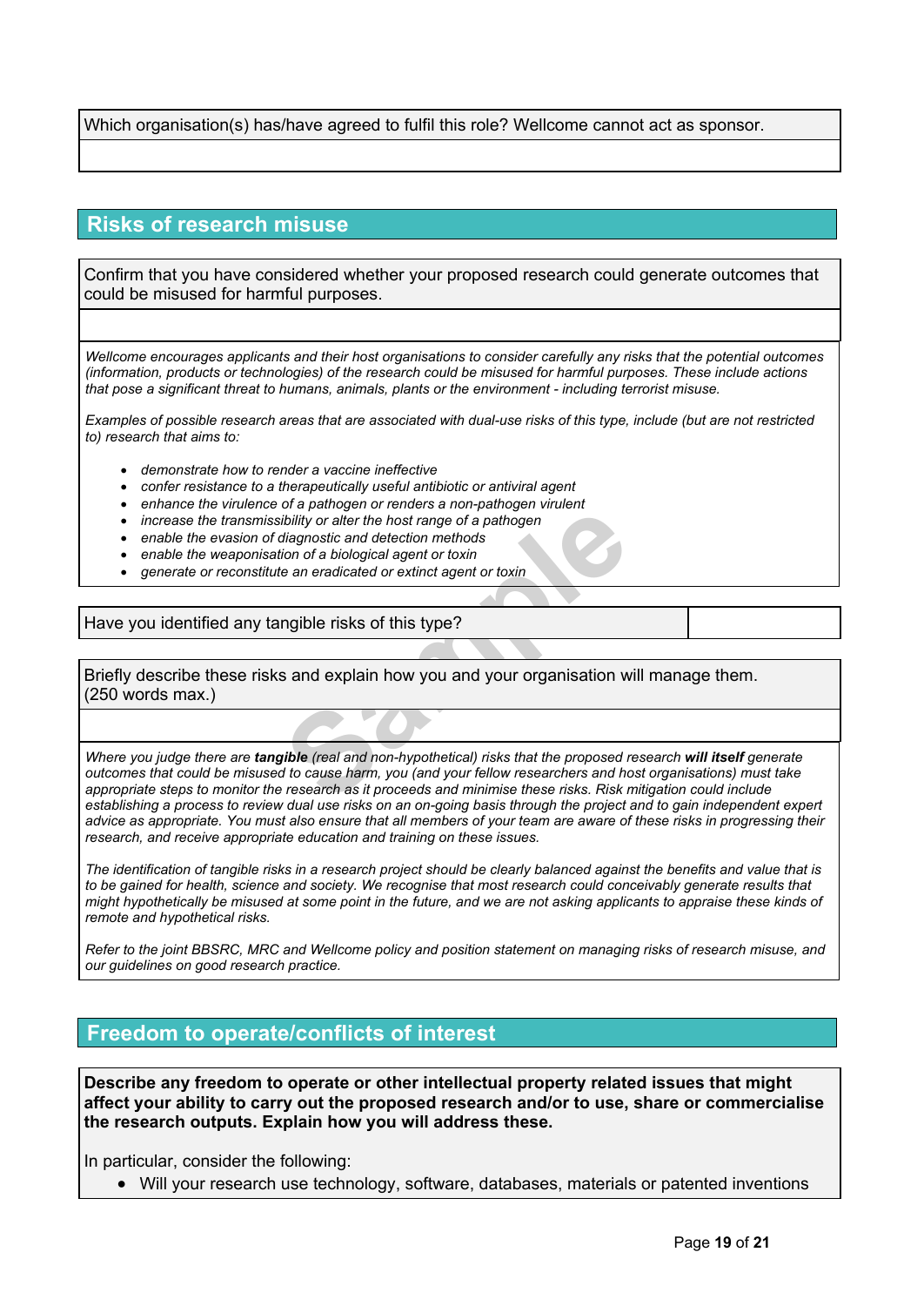Which organisation(s) has/have agreed to fulfil this role? Wellcome cannot act as sponsor.

## Risks of research misuse

Confirm that you have considered whether your proposed research could generate outcomes that could be misused for harmful purposes.

*Wellcome encourages applicants and their host organisations to consider carefully any risks that the potential outcomes (information, products or technologies) of the research could be misused for harmful purposes. These include actions that pose a significant threat to humans, animals, plants or the environment - including terrorist misuse.*

*Examples of possible research areas that are associated with dual-use risks of this type, include (but are not restricted to) research that aims to:*

- *demonstrate how to render a vaccine ineffective*
- *confer resistance to a therapeutically useful antibiotic or antiviral agent*
- *enhance the virulence of a pathogen or renders a non-pathogen virulent*
- *increase the transmissibility or alter the host range of a pathogen*
- *enable the evasion of diagnostic and detection methods*
- *enable the weaponisation of a biological agent or toxin*
- *generate or reconstitute an eradicated or extinct agent or toxin*

Have you identified any tangible risks of this type?

Briefly describe these risks and explain how you and your organisation will manage them. (250 words max.)

*Where you judge there are* ***tangible*** *(real and non-hypothetical) risks that the proposed research* ***will itself*** *generate outcomes that could be misused to cause harm, you (and your fellow researchers and host organisations) must take appropriate steps to monitor the research as it proceeds and minimise these risks. Risk mitigation could include establishing a process to review dual use risks on an on-going basis through the project and to gain independent expert advice as appropriate. You must also ensure that all members of your team are aware of these risks in progressing their research, and receive appropriate education and training on these issues.*

*The identification of tangible risks in a research project should be clearly balanced against the benefits and value that is to be gained for health, science and society. We recognise that most research could conceivably generate results that might hypothetically be misused at some point in the future, and we are not asking applicants to appraise these kinds of remote and hypothetical risks.*

*Refer to the joint BBSRC, MRC and Wellcome policy and position statement on managing risks of research misuse, and our guidelines on good research practice.*

## Freedom to operate/conflicts of interest

**Describe any freedom to operate or other intellectual property related issues that might affect your ability to carry out the proposed research and/or to use, share or commercialise the research outputs. Explain how you will address these.**

In particular, consider the following:

- Will your research use technology, software, databases, materials or patented inventions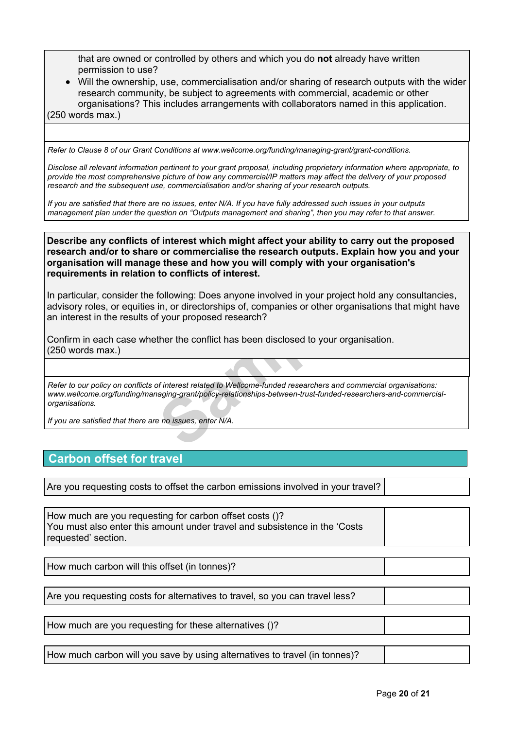that are owned or controlled by others and which you do **not** already have written permission to use?

- Will the ownership, use, commercialisation and/or sharing of research outputs with the wider research community, be subject to agreements with commercial, academic or other organisations? This includes arrangements with collaborators named in this application.

(250 words max.)

*Refer to Clause 8 of our Grant Conditions at www.wellcome.org/funding/managing-grant/grant-conditions.*

*Disclose all relevant information pertinent to your grant proposal, including proprietary information where appropriate, to provide the most comprehensive picture of how any commercial/IP matters may affect the delivery of your proposed research and the subsequent use, commercialisation and/or sharing of your research outputs.*

*If you are satisfied that there are no issues, enter N/A. If you have fully addressed such issues in your outputs management plan under the question on "Outputs management and sharing", then you may refer to that answer.*

**Describe any conflicts of interest which might affect your ability to carry out the proposed research and/or to share or commercialise the research outputs. Explain how you and your organisation will manage these and how you will comply with your organisation's requirements in relation to conflicts of interest.**

In particular, consider the following: Does anyone involved in your project hold any consultancies, advisory roles, or equities in, or directorships of, companies or other organisations that might have an interest in the results of your proposed research?

Confirm in each case whether the conflict has been disclosed to your organisation.
(250 words max.)

*Refer to our policy on conflicts of interest related to Wellcome-funded researchers and commercial organisations: www.wellcome.org/funding/managing-grant/policy-relationships-between-trust-funded-researchers-and-commercial-organisations.*

*If you are satisfied that there are no issues, enter N/A.*

## Carbon offset for travel

| Are you requesting costs to offset the carbon emissions involved in your travel? | |
|---|---|

| How much are you requesting for carbon offset costs ()? You must also enter this amount under travel and subsistence in the 'Costs requested' section. | |
|---|---|

| How much carbon will this offset (in tonnes)? | |
|---|---|

| Are you requesting costs for alternatives to travel, so you can travel less? | |
|---|---|

| How much are you requesting for these alternatives ()? | |
|---|---|

| How much carbon will you save by using alternatives to travel (in tonnes)? | |
|---|---|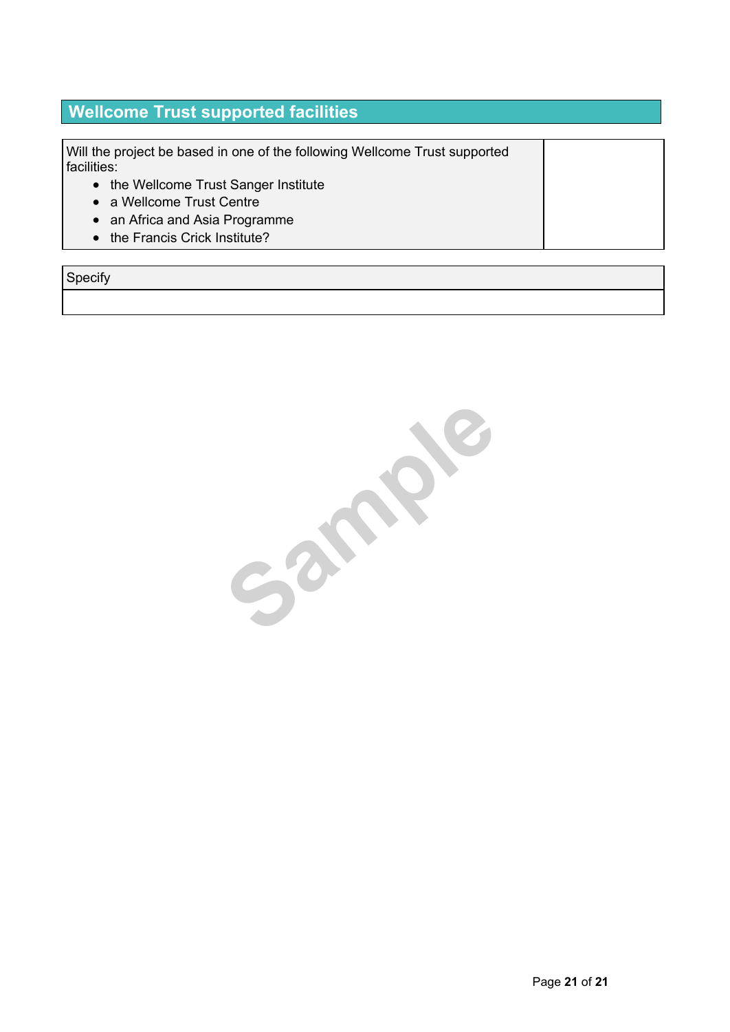## Wellcome Trust supported facilities

| | |
|---|---|
| Will the project be based in one of the following Wellcome Trust supported facilities:<br>• the Wellcome Trust Sanger Institute<br>• a Wellcome Trust Centre<br>• an Africa and Asia Programme<br>• the Francis Crick Institute? | |

| Specify |
|---|
| |

Sample